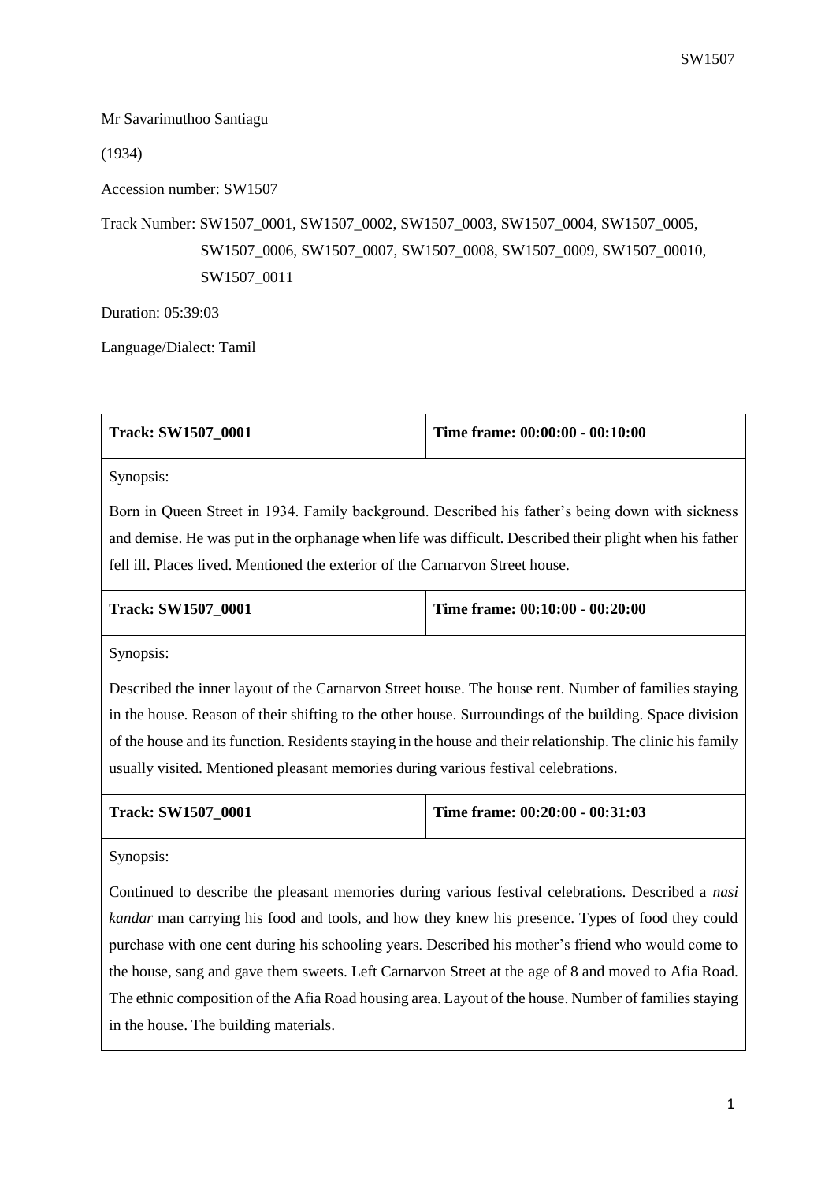Mr Savarimuthoo Santiagu

(1934)

Accession number: SW1507

Track Number: SW1507_0001, SW1507_0002, SW1507_0003, SW1507_0004, SW1507_0005, SW1507_0006, SW1507_0007, SW1507_0008, SW1507_0009, SW1507_00010, SW1507_0011

Duration: 05:39:03

Language/Dialect: Tamil

| **Track: SW1507_0001** | **Time frame: 00:00:00 - 00:10:00** |
|---|---|
| Synopsis: Born in Queen Street in 1934. Family background. Described his father's being down with sickness and demise. He was put in the orphanage when life was difficult. Described their plight when his father fell ill. Places lived. Mentioned the exterior of the Carnarvon Street house. | |

| **Track: SW1507_0001** | **Time frame: 00:10:00 - 00:20:00** |
|---|---|
| Synopsis: Described the inner layout of the Carnarvon Street house. The house rent. Number of families staying in the house. Reason of their shifting to the other house. Surroundings of the building. Space division of the house and its function. Residents staying in the house and their relationship. The clinic his family usually visited. Mentioned pleasant memories during various festival celebrations. | |

| **Track: SW1507_0001** | **Time frame: 00:20:00 - 00:31:03** |
|---|---|
| Synopsis: Continued to describe the pleasant memories during various festival celebrations. Described a *nasi kandar* man carrying his food and tools, and how they knew his presence. Types of food they could purchase with one cent during his schooling years. Described his mother's friend who would come to the house, sang and gave them sweets. Left Carnarvon Street at the age of 8 and moved to Afia Road. The ethnic composition of the Afia Road housing area. Layout of the house. Number of families staying in the house. The building materials. | |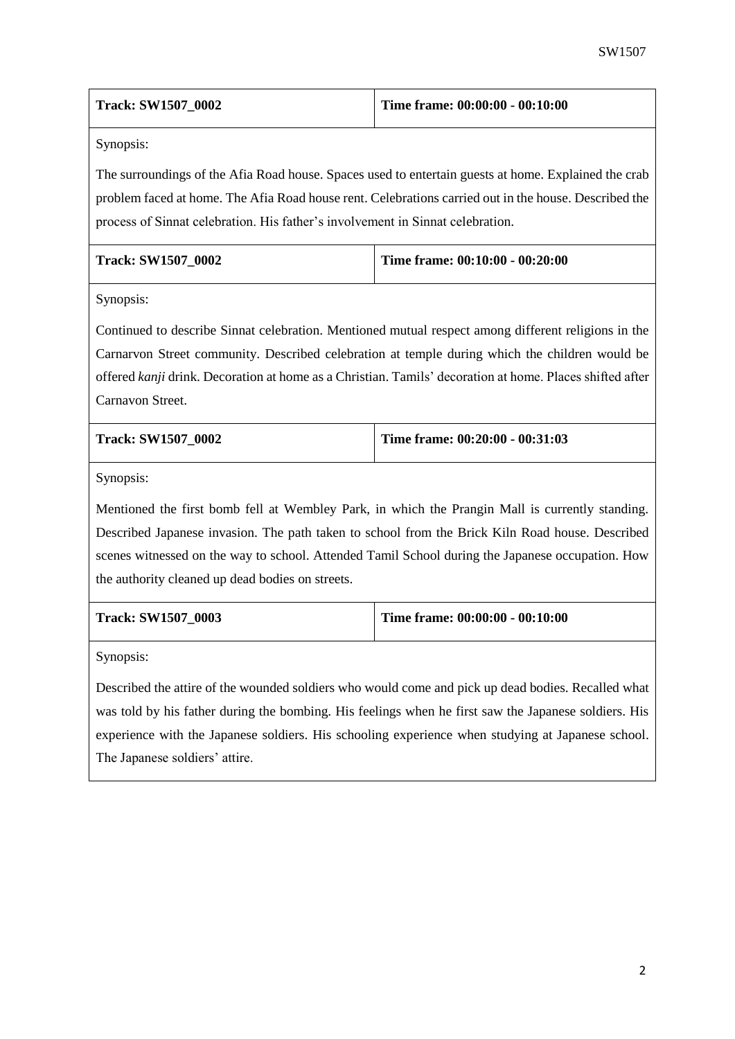| **Track: SW1507_0002** | **Time frame: 00:00:00 - 00:10:00** |
|---|---|

Synopsis:

The surroundings of the Afia Road house. Spaces used to entertain guests at home. Explained the crab problem faced at home. The Afia Road house rent. Celebrations carried out in the house. Described the process of Sinnat celebration. His father's involvement in Sinnat celebration.

| **Track: SW1507_0002** | **Time frame: 00:10:00 - 00:20:00** |
|---|---|

Synopsis:

Continued to describe Sinnat celebration. Mentioned mutual respect among different religions in the Carnarvon Street community. Described celebration at temple during which the children would be offered *kanji* drink. Decoration at home as a Christian. Tamils' decoration at home. Places shifted after Carnavon Street.

| **Track: SW1507_0002** | **Time frame: 00:20:00 - 00:31:03** |
|---|---|

Synopsis:

Mentioned the first bomb fell at Wembley Park, in which the Prangin Mall is currently standing. Described Japanese invasion. The path taken to school from the Brick Kiln Road house. Described scenes witnessed on the way to school. Attended Tamil School during the Japanese occupation. How the authority cleaned up dead bodies on streets.

| **Track: SW1507_0003** | **Time frame: 00:00:00 - 00:10:00** |
|---|---|

Synopsis:

Described the attire of the wounded soldiers who would come and pick up dead bodies. Recalled what was told by his father during the bombing. His feelings when he first saw the Japanese soldiers. His experience with the Japanese soldiers. His schooling experience when studying at Japanese school. The Japanese soldiers' attire.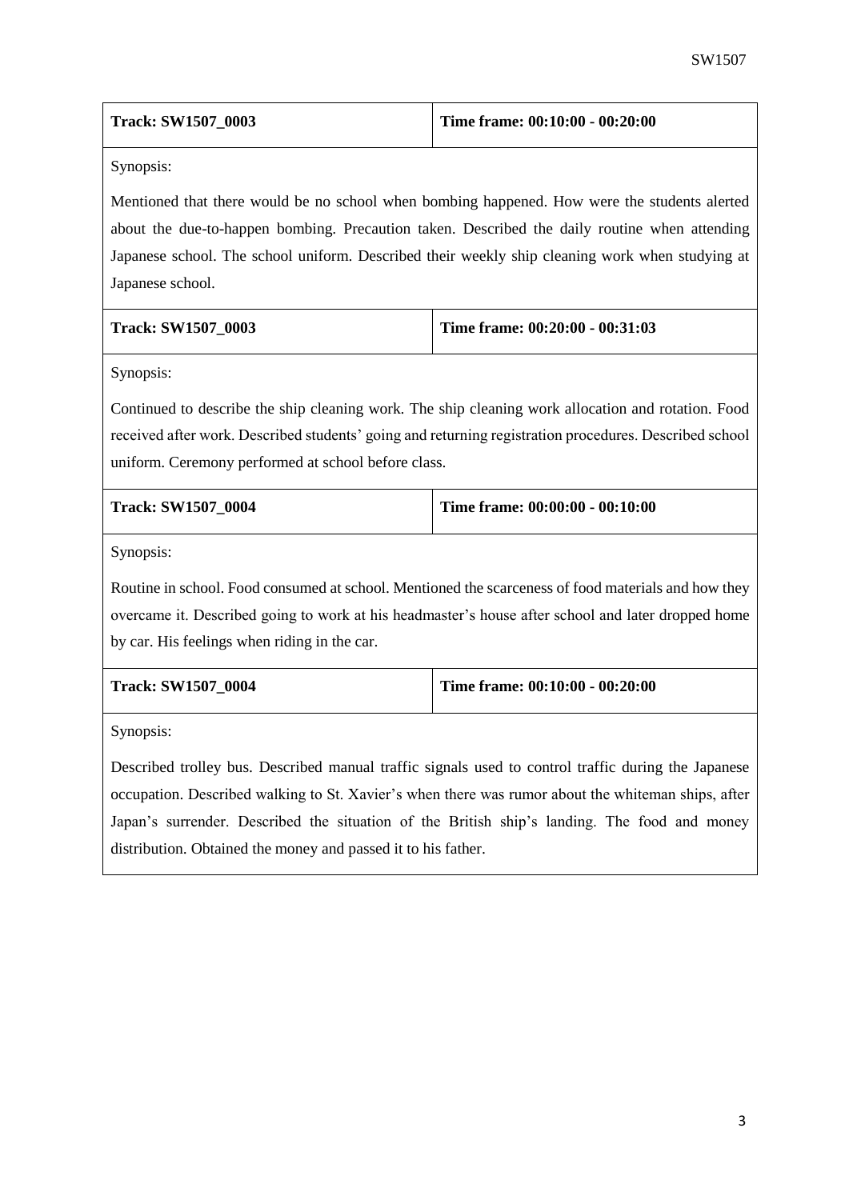| **Track: SW1507_0003** | **Time frame: 00:10:00 - 00:20:00** |
|---|---|

Synopsis:

Mentioned that there would be no school when bombing happened. How were the students alerted about the due-to-happen bombing. Precaution taken. Described the daily routine when attending Japanese school. The school uniform. Described their weekly ship cleaning work when studying at Japanese school.

| **Track: SW1507_0003** | **Time frame: 00:20:00 - 00:31:03** |
|---|---|

Synopsis:

Continued to describe the ship cleaning work. The ship cleaning work allocation and rotation. Food received after work. Described students' going and returning registration procedures. Described school uniform. Ceremony performed at school before class.

| **Track: SW1507_0004** | **Time frame: 00:00:00 - 00:10:00** |
|---|---|

Synopsis:

Routine in school. Food consumed at school. Mentioned the scarceness of food materials and how they overcame it. Described going to work at his headmaster's house after school and later dropped home by car. His feelings when riding in the car.

| **Track: SW1507_0004** | **Time frame: 00:10:00 - 00:20:00** |
|---|---|

Synopsis:

Described trolley bus. Described manual traffic signals used to control traffic during the Japanese occupation. Described walking to St. Xavier's when there was rumor about the whiteman ships, after Japan's surrender. Described the situation of the British ship's landing. The food and money distribution. Obtained the money and passed it to his father.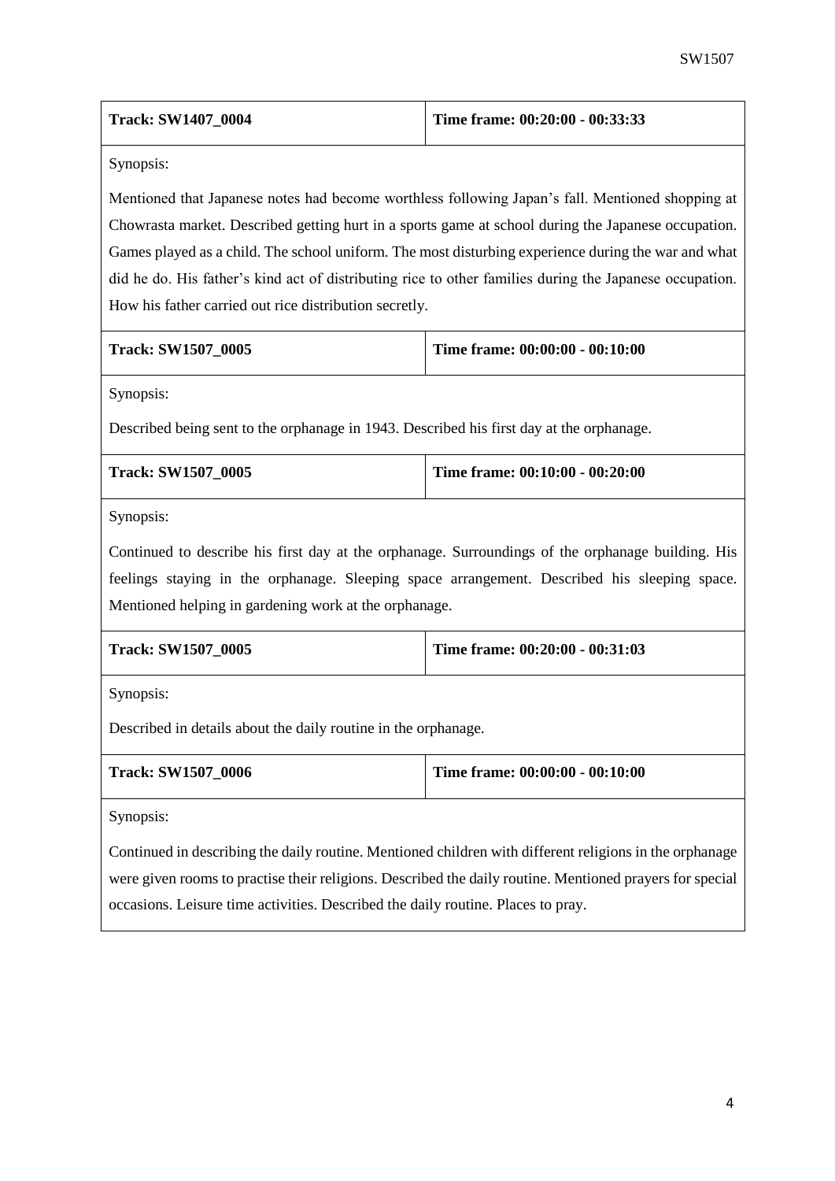| **Track: SW1407_0004** | **Time frame: 00:20:00 - 00:33:33** |
|---|---|

Synopsis:

Mentioned that Japanese notes had become worthless following Japan's fall. Mentioned shopping at Chowrasta market. Described getting hurt in a sports game at school during the Japanese occupation. Games played as a child. The school uniform. The most disturbing experience during the war and what did he do. His father's kind act of distributing rice to other families during the Japanese occupation. How his father carried out rice distribution secretly.

| **Track: SW1507_0005** | **Time frame: 00:00:00 - 00:10:00** |
|---|---|

Synopsis:

Described being sent to the orphanage in 1943. Described his first day at the orphanage.

| **Track: SW1507_0005** | **Time frame: 00:10:00 - 00:20:00** |
|---|---|

Synopsis:

Continued to describe his first day at the orphanage. Surroundings of the orphanage building. His feelings staying in the orphanage. Sleeping space arrangement. Described his sleeping space. Mentioned helping in gardening work at the orphanage.

| **Track: SW1507_0005** | **Time frame: 00:20:00 - 00:31:03** |
|---|---|

Synopsis:

Described in details about the daily routine in the orphanage.

| **Track: SW1507_0006** | **Time frame: 00:00:00 - 00:10:00** |
|---|---|

Synopsis:

Continued in describing the daily routine. Mentioned children with different religions in the orphanage were given rooms to practise their religions. Described the daily routine. Mentioned prayers for special occasions. Leisure time activities. Described the daily routine. Places to pray.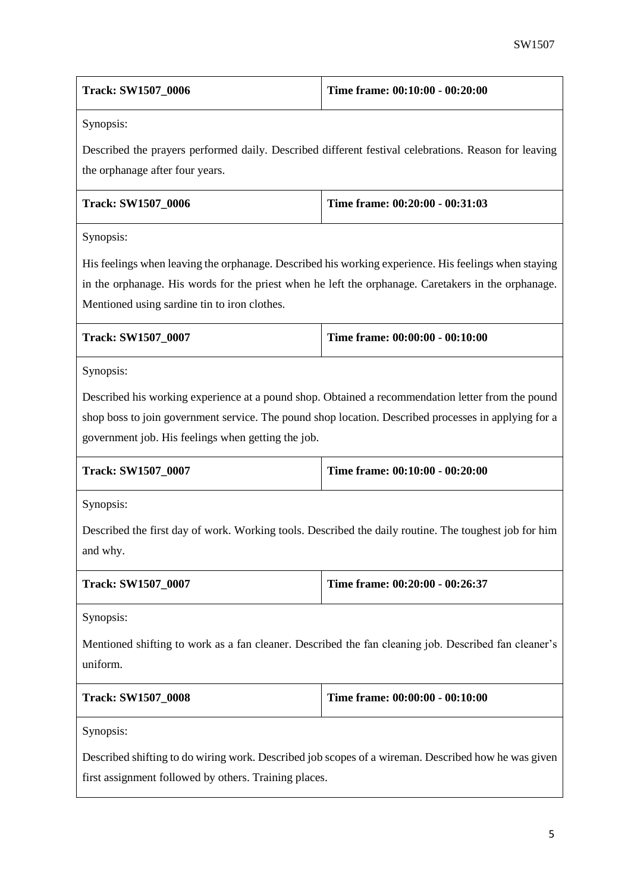| **Track: SW1507_0006** | **Time frame: 00:10:00 - 00:20:00** |
|---|---|
| Synopsis: | |
| Described the prayers performed daily. Described different festival celebrations. Reason for leaving the orphanage after four years. | |
| **Track: SW1507_0006** | **Time frame: 00:20:00 - 00:31:03** |
| Synopsis: | |
| His feelings when leaving the orphanage. Described his working experience. His feelings when staying in the orphanage. His words for the priest when he left the orphanage. Caretakers in the orphanage. Mentioned using sardine tin to iron clothes. | |
| **Track: SW1507_0007** | **Time frame: 00:00:00 - 00:10:00** |
| Synopsis: | |
| Described his working experience at a pound shop. Obtained a recommendation letter from the pound shop boss to join government service. The pound shop location. Described processes in applying for a government job. His feelings when getting the job. | |
| **Track: SW1507_0007** | **Time frame: 00:10:00 - 00:20:00** |
| Synopsis: | |
| Described the first day of work. Working tools. Described the daily routine. The toughest job for him and why. | |
| **Track: SW1507_0007** | **Time frame: 00:20:00 - 00:26:37** |
| Synopsis: | |
| Mentioned shifting to work as a fan cleaner. Described the fan cleaning job. Described fan cleaner's uniform. | |
| **Track: SW1507_0008** | **Time frame: 00:00:00 - 00:10:00** |
| Synopsis: | |
| Described shifting to do wiring work. Described job scopes of a wireman. Described how he was given first assignment followed by others. Training places. | |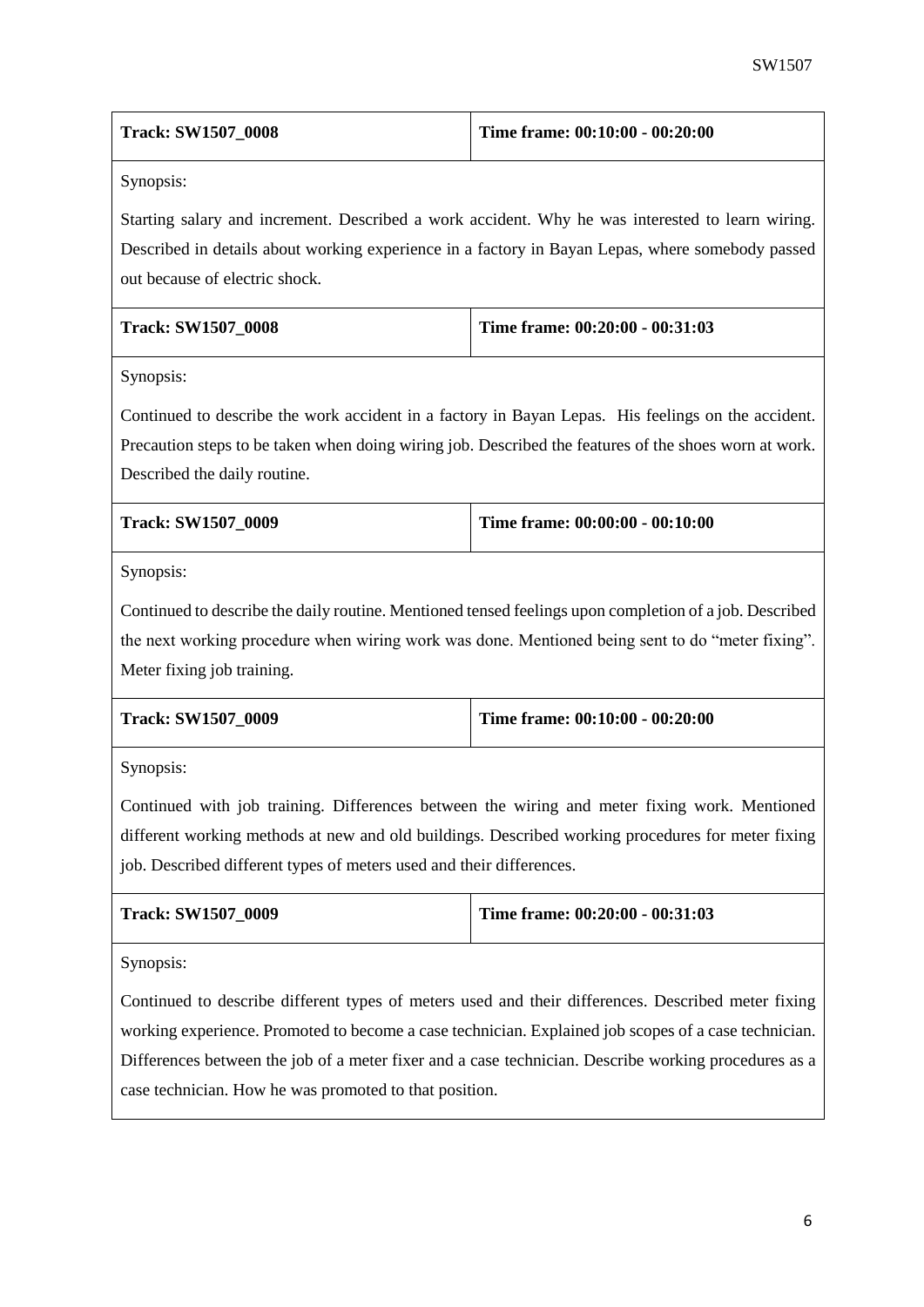| Track: SW1507_0008 | Time frame: 00:10:00 - 00:20:00 |
|---|---|
| Synopsis: | |
| Starting salary and increment. Described a work accident. Why he was interested to learn wiring. Described in details about working experience in a factory in Bayan Lepas, where somebody passed out because of electric shock. | |

| Track: SW1507_0008 | Time frame: 00:20:00 - 00:31:03 |
|---|---|
| Synopsis: | |
| Continued to describe the work accident in a factory in Bayan Lepas. His feelings on the accident. Precaution steps to be taken when doing wiring job. Described the features of the shoes worn at work. Described the daily routine. | |

| Track: SW1507_0009 | Time frame: 00:00:00 - 00:10:00 |
|---|---|
| Synopsis: | |
| Continued to describe the daily routine. Mentioned tensed feelings upon completion of a job. Described the next working procedure when wiring work was done. Mentioned being sent to do "meter fixing". Meter fixing job training. | |

| Track: SW1507_0009 | Time frame: 00:10:00 - 00:20:00 |
|---|---|
| Synopsis: | |
| Continued with job training. Differences between the wiring and meter fixing work. Mentioned different working methods at new and old buildings. Described working procedures for meter fixing job. Described different types of meters used and their differences. | |

| Track: SW1507_0009 | Time frame: 00:20:00 - 00:31:03 |
|---|---|
| Synopsis: | |
| Continued to describe different types of meters used and their differences. Described meter fixing working experience. Promoted to become a case technician. Explained job scopes of a case technician. Differences between the job of a meter fixer and a case technician. Describe working procedures as a case technician. How he was promoted to that position. | |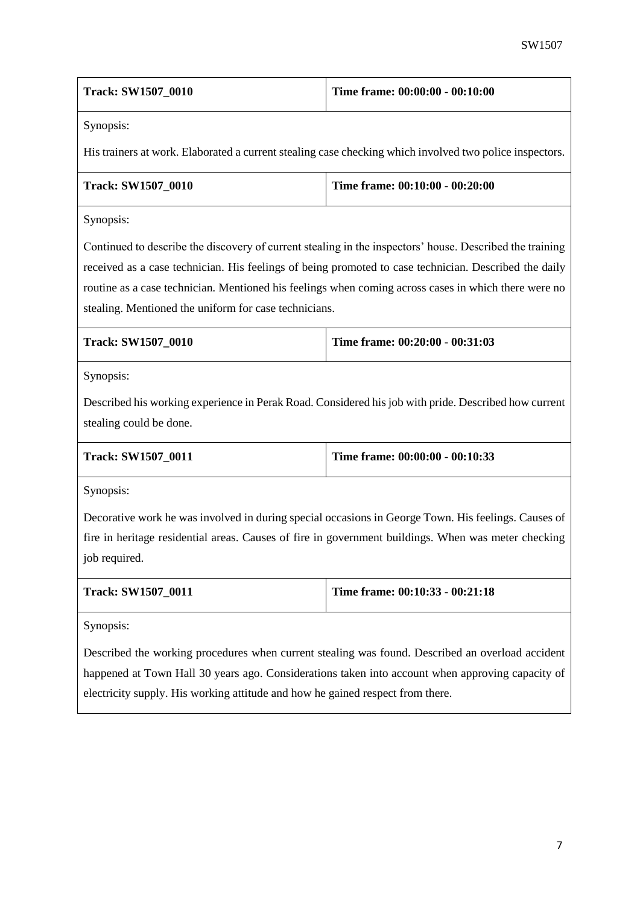| Track: SW1507_0010 | Time frame: 00:00:00 - 00:10:00 |
|---|---|

Synopsis:

His trainers at work. Elaborated a current stealing case checking which involved two police inspectors.

| Track: SW1507_0010 | Time frame: 00:10:00 - 00:20:00 |
|---|---|

Synopsis:

Continued to describe the discovery of current stealing in the inspectors' house. Described the training received as a case technician. His feelings of being promoted to case technician. Described the daily routine as a case technician. Mentioned his feelings when coming across cases in which there were no stealing. Mentioned the uniform for case technicians.

| Track: SW1507_0010 | Time frame: 00:20:00 - 00:31:03 |
|---|---|

Synopsis:

Described his working experience in Perak Road. Considered his job with pride. Described how current stealing could be done.

| Track: SW1507_0011 | Time frame: 00:00:00 - 00:10:33 |
|---|---|

Synopsis:

Decorative work he was involved in during special occasions in George Town. His feelings. Causes of fire in heritage residential areas. Causes of fire in government buildings. When was meter checking job required.

| Track: SW1507_0011 | Time frame: 00:10:33 - 00:21:18 |
|---|---|

Synopsis:

Described the working procedures when current stealing was found. Described an overload accident happened at Town Hall 30 years ago. Considerations taken into account when approving capacity of electricity supply. His working attitude and how he gained respect from there.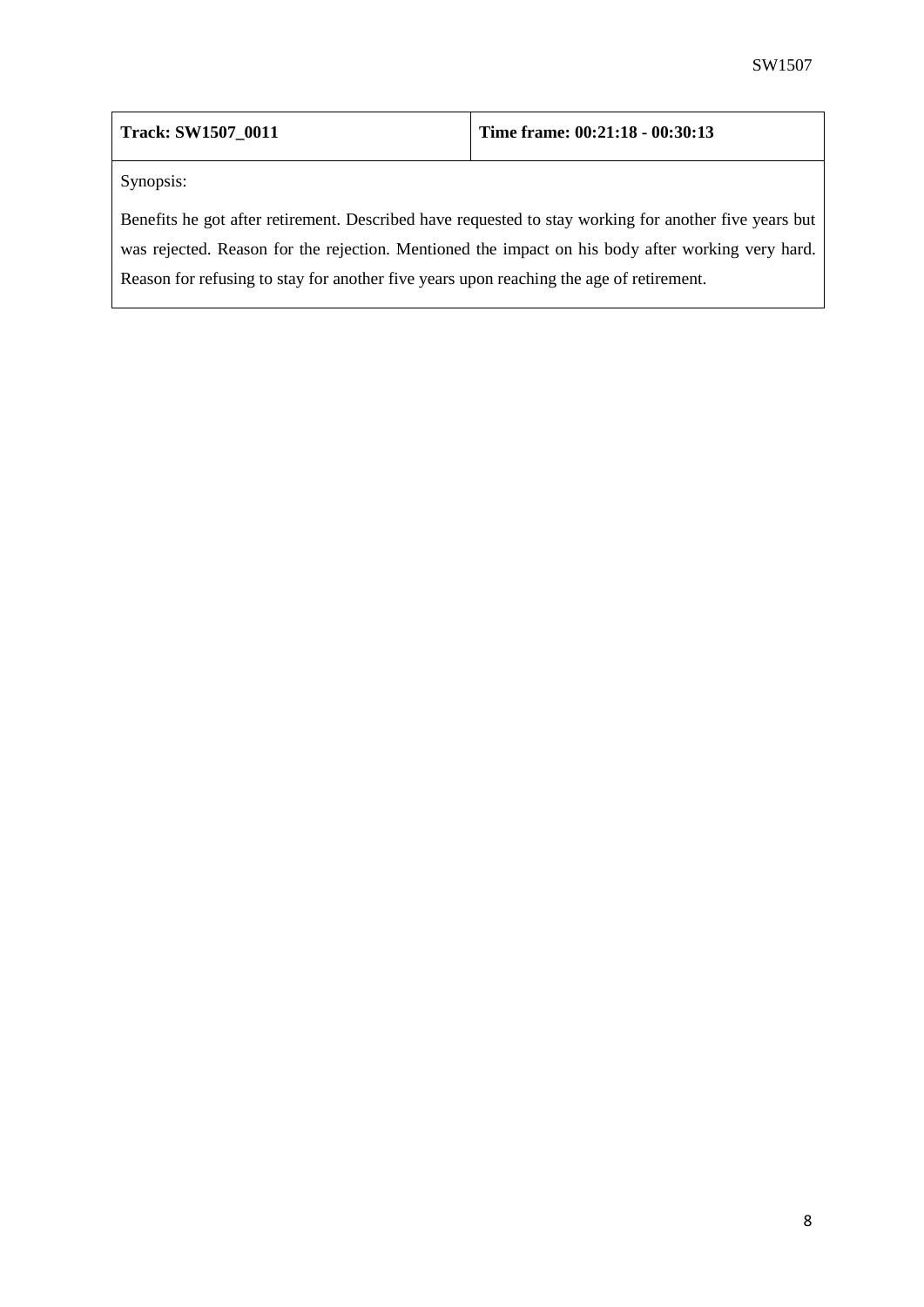| Track: SW1507_0011 | Time frame: 00:21:18 - 00:30:13 |
|---|---|
| Synopsis:<br><br>Benefits he got after retirement. Described have requested to stay working for another five years but was rejected. Reason for the rejection. Mentioned the impact on his body after working very hard. Reason for refusing to stay for another five years upon reaching the age of retirement. | |